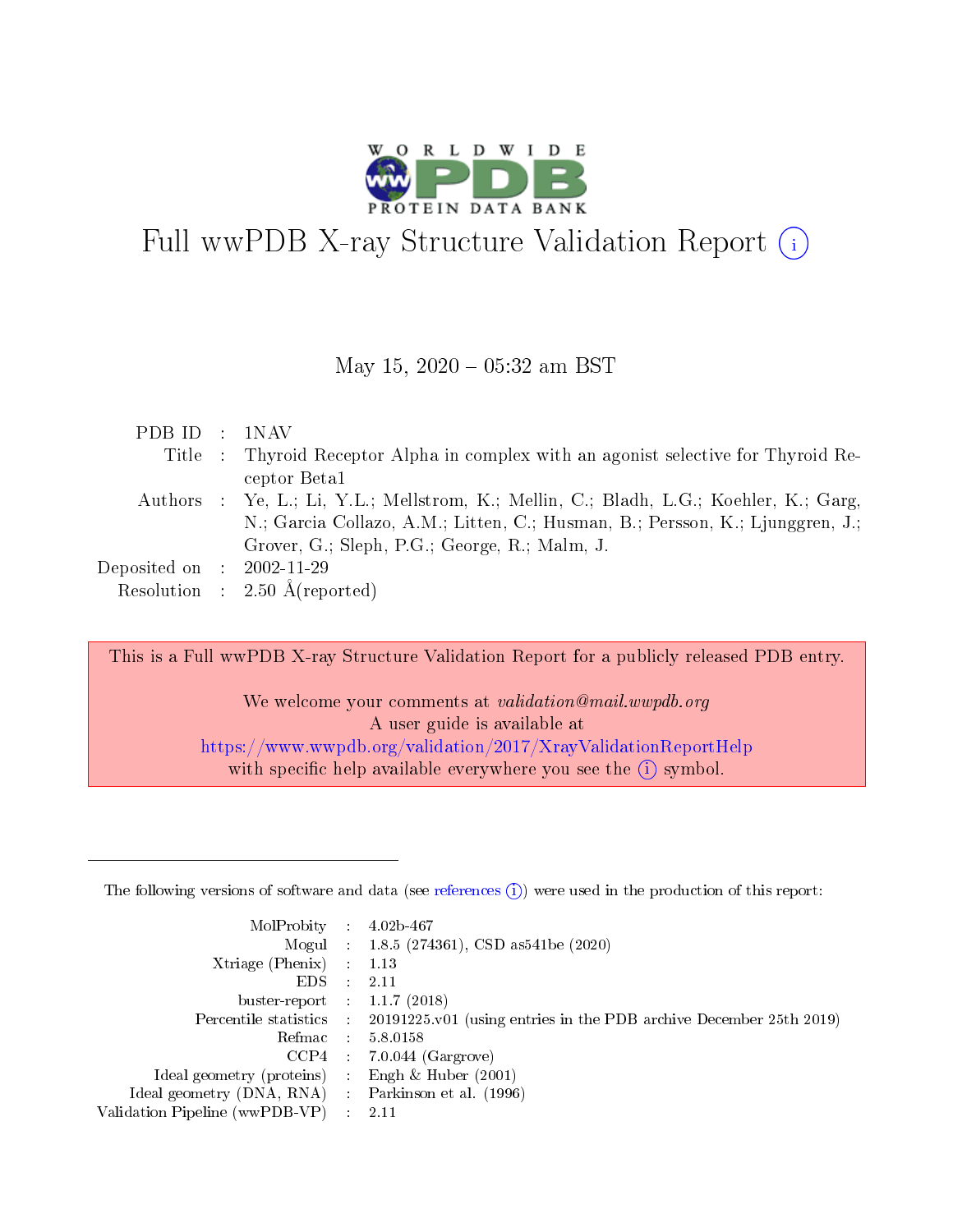# Full wwPDB X-ray Structure Validation Report (i)

May 15, 2020 – 05:32 am BST

| | | |
|---|---|---|
| PDB ID | : | 1NAV |
| Title | : | Thyroid Receptor Alpha in complex with an agonist selective for Thyroid Receptor Beta1 |
| Authors | : | Ye, L.; Li, Y.L.; Mellstrom, K.; Mellin, C.; Bladh, L.G.; Koehler, K.; Garg, N.; Garcia Collazo, A.M.; Litten, C.; Husman, B.; Persson, K.; Ljunggren, J.; Grover, G.; Sleph, P.G.; George, R.; Malm, J. |
| Deposited on | : | 2002-11-29 |
| Resolution | : | 2.50 Å(reported) |

This is a Full wwPDB X-ray Structure Validation Report for a publicly released PDB entry.

We welcome your comments at *validation@mail.wwpdb.org*
A user guide is available at
https://www.wwpdb.org/validation/2017/XrayValidationReportHelp
with specific help available everywhere you see the (i) symbol.

---

The following versions of software and data (see references (i)) were used in the production of this report:

| | | |
|---|---|---|
| MolProbity | : | 4.02b-467 |
| Mogul | : | 1.8.5 (274361), CSD as541be (2020) |
| Xtriage (Phenix) | : | 1.13 |
| EDS | : | 2.11 |
| buster-report | : | 1.1.7 (2018) |
| Percentile statistics | : | 20191225.v01 (using entries in the PDB archive December 25th 2019) |
| Refmac | : | 5.8.0158 |
| CCP4 | : | 7.0.044 (Gargrove) |
| Ideal geometry (proteins) | : | Engh & Huber (2001) |
| Ideal geometry (DNA, RNA) | : | Parkinson et al. (1996) |
| Validation Pipeline (wwPDB-VP) | : | 2.11 |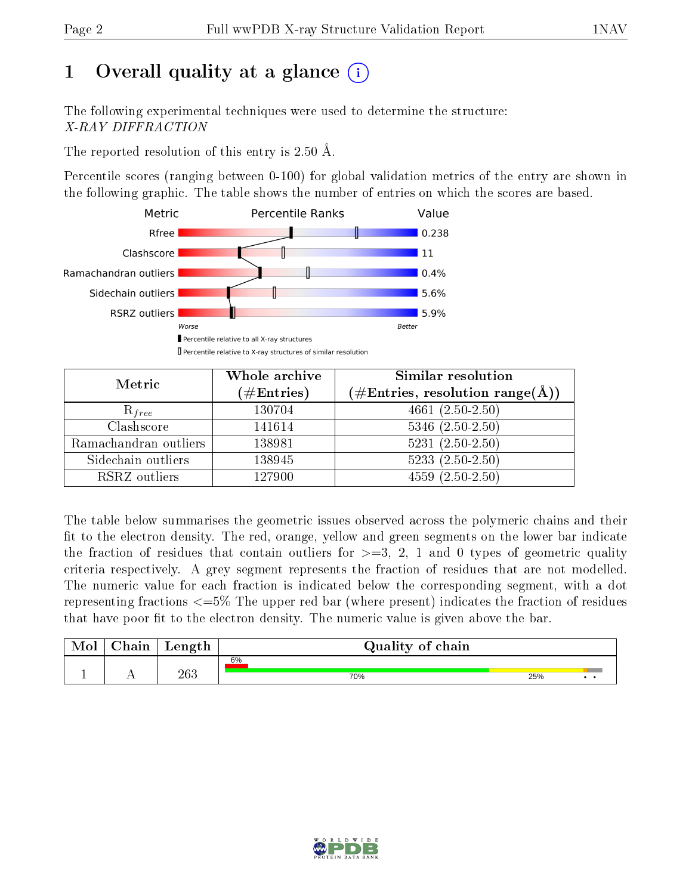# 1 Overall quality at a glance (i)

The following experimental techniques were used to determine the structure:
*X-RAY DIFFRACTION*

The reported resolution of this entry is 2.50 Å.

Percentile scores (ranging between 0-100) for global validation metrics of the entry are shown in the following graphic. The table shows the number of entries on which the scores are based.

| Metric | Value |
|---|---|
| Rfree | 0.238 |
| Clashscore | 11 |
| Ramachandran outliers | 0.4% |
| Sidechain outliers | 5.6% |
| RSRZ outliers | 5.9% |

| Metric | Whole archive (#Entries) | Similar resolution (#Entries, resolution range(Å)) |
|---|---|---|
| $R_{free}$ | 130704 | 4661 (2.50-2.50) |
| Clashscore | 141614 | 5346 (2.50-2.50) |
| Ramachandran outliers | 138981 | 5231 (2.50-2.50) |
| Sidechain outliers | 138945 | 5233 (2.50-2.50) |
| RSRZ outliers | 127900 | 4559 (2.50-2.50) |

The table below summarises the geometric issues observed across the polymeric chains and their fit to the electron density. The red, orange, yellow and green segments on the lower bar indicate the fraction of residues that contain outliers for >=3, 2, 1 and 0 types of geometric quality criteria respectively. A grey segment represents the fraction of residues that are not modelled. The numeric value for each fraction is indicated below the corresponding segment, with a dot representing fractions <=5% The upper red bar (where present) indicates the fraction of residues that have poor fit to the electron density. The numeric value is given above the bar.

| Mol | Chain | Length | Quality of chain |
|---|---|---|---|
| 1 | A | 263 | 6% (poor fit); 70% green, 25% yellow, • orange, • grey |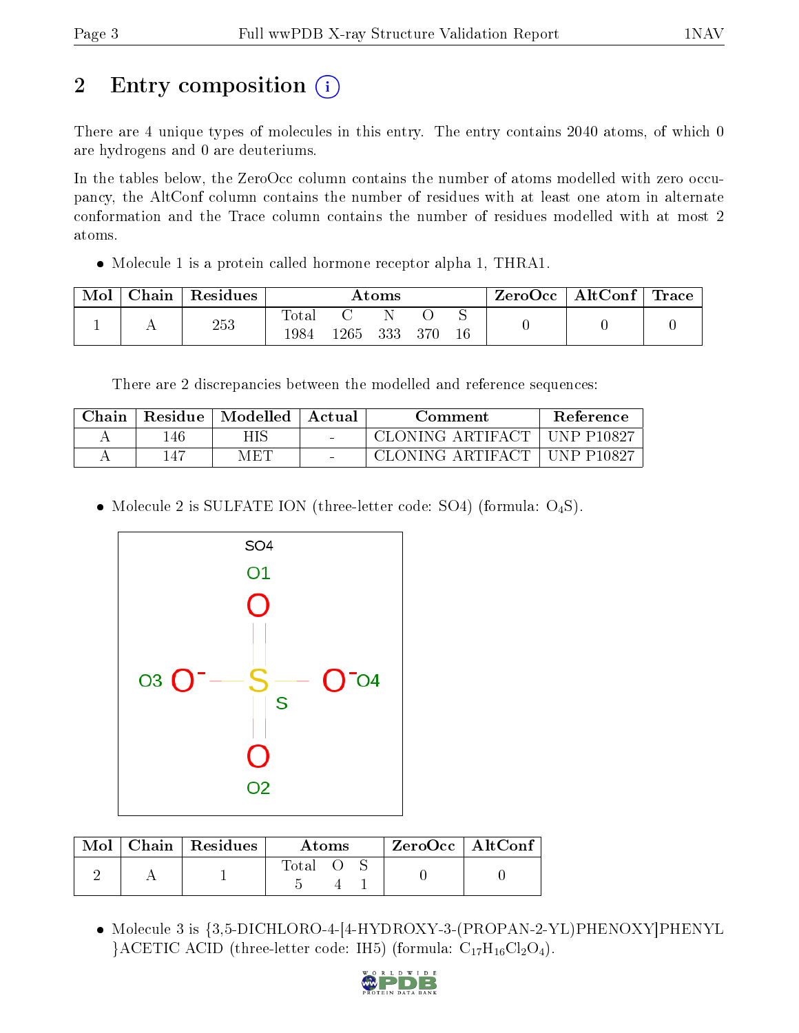# 2 Entry composition

There are 4 unique types of molecules in this entry. The entry contains 2040 atoms, of which 0 are hydrogens and 0 are deuteriums.

In the tables below, the ZeroOcc column contains the number of atoms modelled with zero occupancy, the AltConf column contains the number of residues with at least one atom in alternate conformation and the Trace column contains the number of residues modelled with at most 2 atoms.

- Molecule 1 is a protein called hormone receptor alpha 1, THRA1.

| Mol | Chain | Residues | Atoms | | | | | ZeroOcc | AltConf | Trace |
|---|---|---|---|---|---|---|---|---|---|---|
| | | | Total | C | N | O | S | | | |
| 1 | A | 253 | 1984 | 1265 | 333 | 370 | 16 | 0 | 0 | 0 |

There are 2 discrepancies between the modelled and reference sequences:

| Chain | Residue | Modelled | Actual | Comment | Reference |
|---|---|---|---|---|---|
| A | 146 | HIS | - | CLONING ARTIFACT | UNP P10827 |
| A | 147 | MET | - | CLONING ARTIFACT | UNP P10827 |

- Molecule 2 is SULFATE ION (three-letter code: SO4) (formula: $O_4S$).

| Mol | Chain | Residues | Atoms | | | ZeroOcc | AltConf |
|---|---|---|---|---|---|---|---|
| | | | Total | O | S | | |
| 2 | A | 1 | 5 | 4 | 1 | 0 | 0 |

- Molecule 3 is {3,5-DICHLORO-4-[4-HYDROXY-3-(PROPAN-2-YL)PHENOXY]PHENYL}ACETIC ACID (three-letter code: IH5) (formula: $C_{17}H_{16}Cl_2O_4$).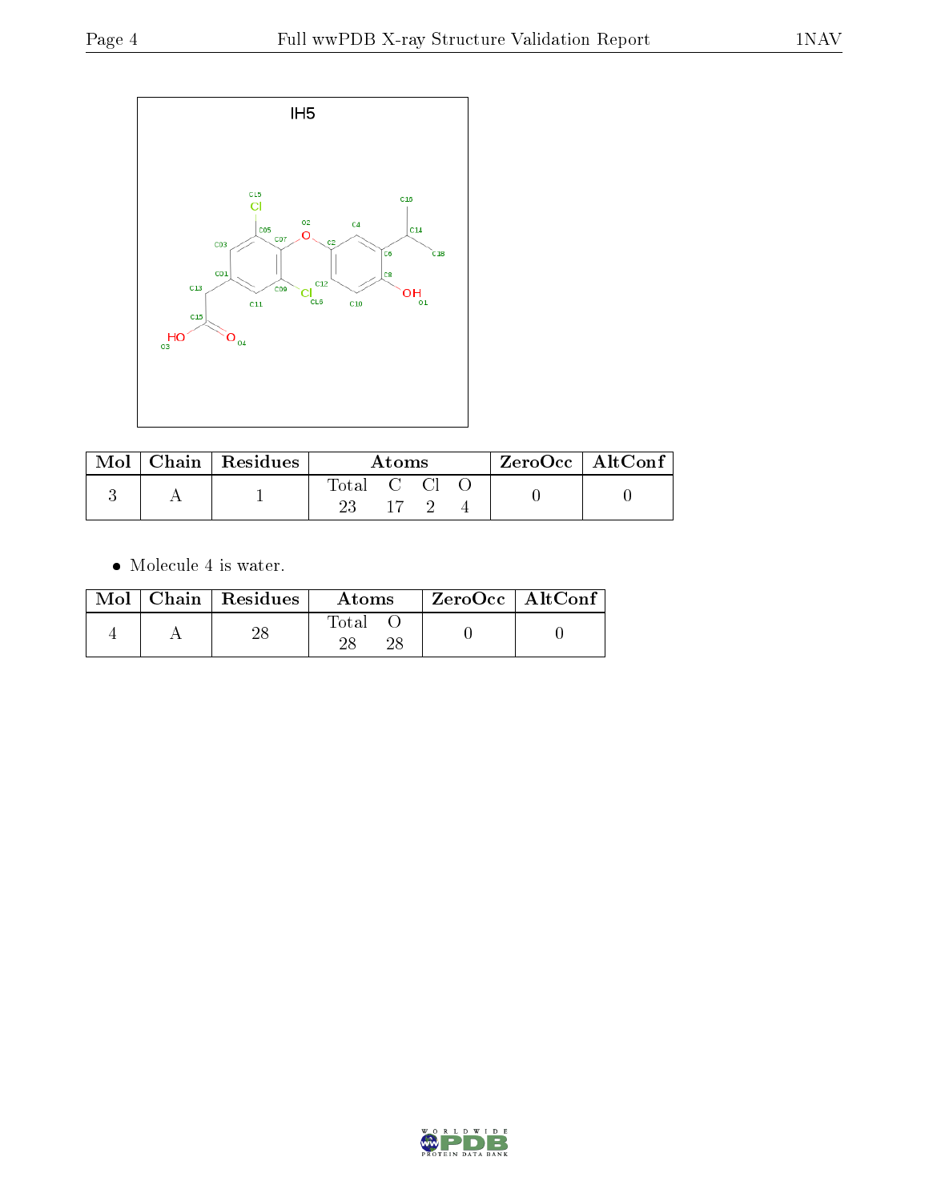| Mol | Chain | Residues | Atoms | | | | ZeroOcc | AltConf |
|---|---|---|---|---|---|---|---|---|
| | | | Total | C | Cl | O | | |
| 3 | A | 1 | 23 | 17 | 2 | 4 | 0 | 0 |

- Molecule 4 is water.

| Mol | Chain | Residues | Atoms | | ZeroOcc | AltConf |
|---|---|---|---|---|---|---|
| | | | Total | O | | |
| 4 | A | 28 | 28 | 28 | 0 | 0 |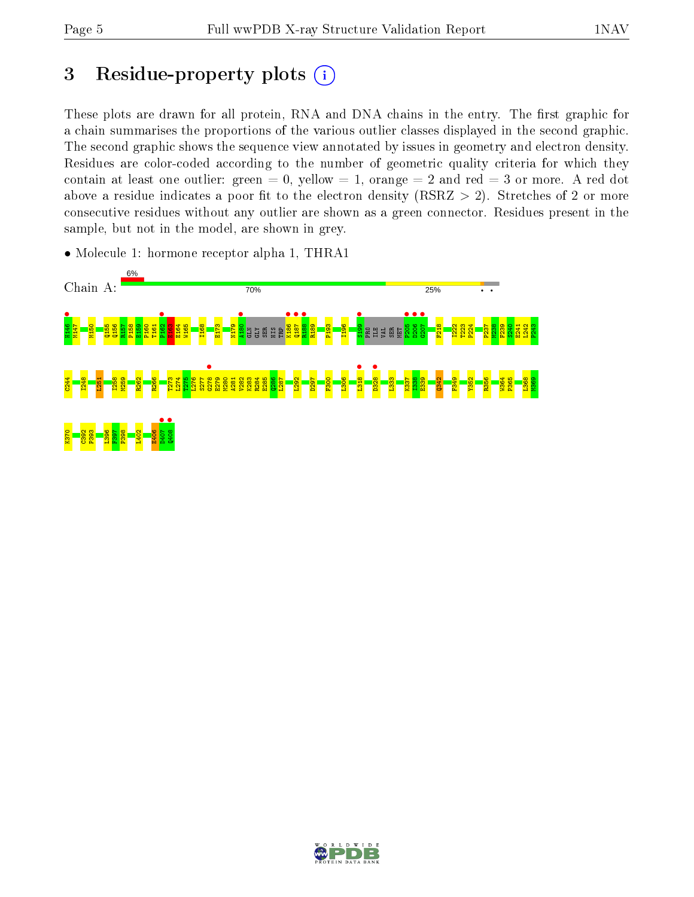# 3 Residue-property plots

These plots are drawn for all protein, RNA and DNA chains in the entry. The first graphic for a chain summarises the proportions of the various outlier classes displayed in the second graphic. The second graphic shows the sequence view annotated by issues in geometry and electron density. Residues are color-coded according to the number of geometric quality criteria for which they contain at least one outlier: green = 0, yellow = 1, orange = 2 and red = 3 or more. A red dot above a residue indicates a poor fit to the electron density (RSRZ > 2). Stretches of 2 or more consecutive residues without any outlier are shown as a green connector. Residues present in the sample, but not in the model, are shown in grey.

- Molecule 1: hormone receptor alpha 1, THRA1

Chain A: 6% | 70% | 25% | • •

H146 M147 M150 Q155 Q156 R157 P158 E159 P160 T161 P162 E163 E164 W165 I168 E173 N179 A180 GLN GLY SER HIS TRP K186 Q187 R188 R189 P193 I196 S199 PRO ILE VAL SER MET P205 D206 G207 F218 I222 T223 P224 P237 M238 F239 S240 E241 L242 P243

C244 I248 I251 I258 M259 R262 R266 T273 L274 V275 L276 S277 Q278 E279 M280 A281 V282 K283 R284 E285 Q286 L287 L292 D297 F300 L306 L318 D328 L333 K337 I338 E339 Q342 F349 Y352 R356 W364 P365 L368 M369

K370 C392 P393 L396 F397 P398 L402 E406 D407 Q408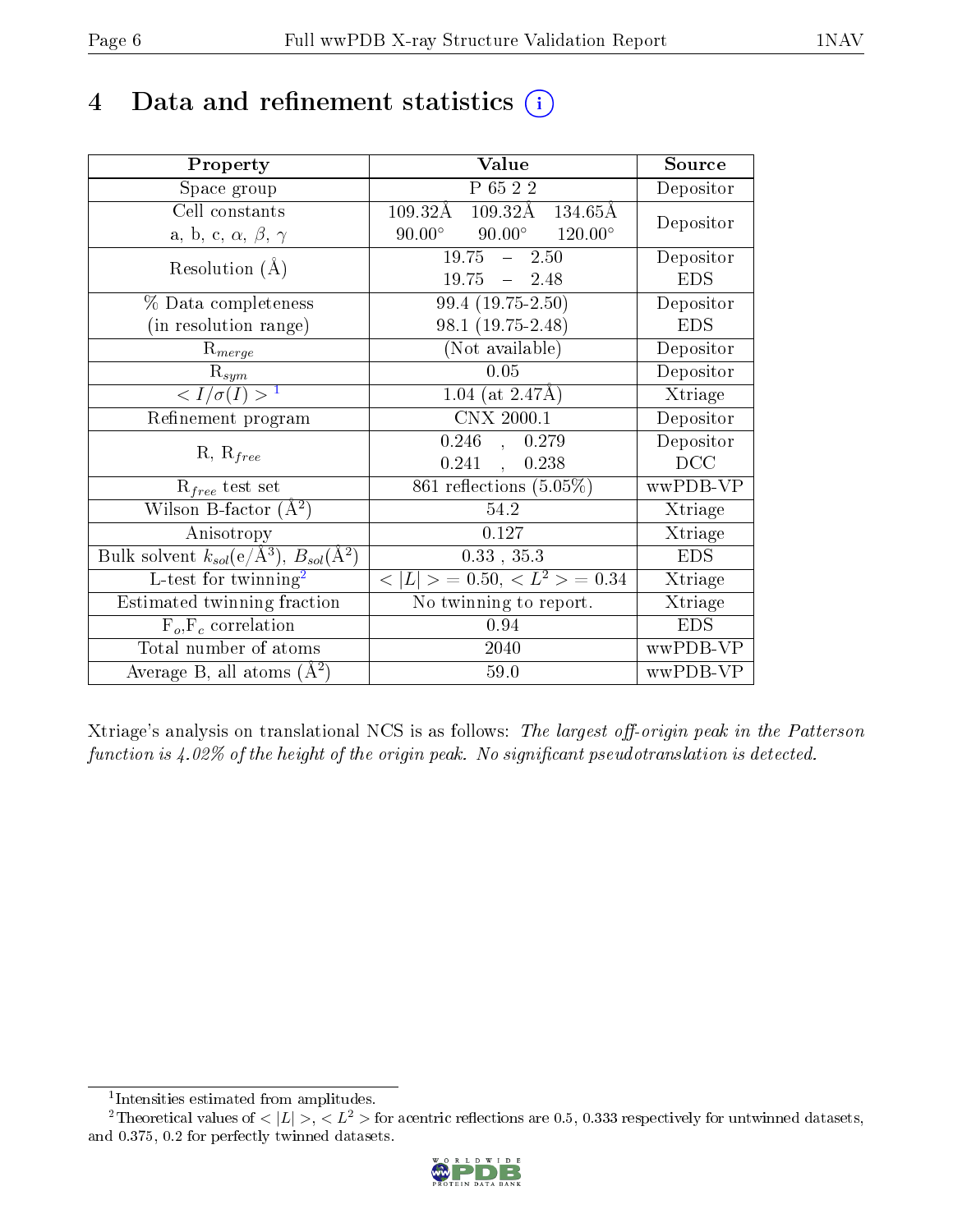# 4 Data and refinement statistics (i)

| Property | Value | Source |
|---|---|---|
| Space group | P 65 2 2 | Depositor |
| Cell constants<br>a, b, c, $\alpha$, $\beta$, $\gamma$ | 109.32Å 109.32Å 134.65Å<br>90.00° 90.00° 120.00° | Depositor |
| Resolution (Å) | 19.75 – 2.50<br>19.75 – 2.48 | Depositor<br>EDS |
| % Data completeness<br>(in resolution range) | 99.4 (19.75-2.50)<br>98.1 (19.75-2.48) | Depositor<br>EDS |
| $R_{merge}$ | (Not available) | Depositor |
| $R_{sym}$ | 0.05 | Depositor |
| $< I/\sigma(I) >$ [1] | 1.04 (at 2.47Å) | Xtriage |
| Refinement program | CNX 2000.1 | Depositor |
| R, $R_{free}$ | 0.246 , 0.279<br>0.241 , 0.238 | Depositor<br>DCC |
| $R_{free}$ test set | 861 reflections (5.05%) | wwPDB-VP |
| Wilson B-factor (Å$^2$) | 54.2 | Xtriage |
| Anisotropy | 0.127 | Xtriage |
| Bulk solvent $k_{sol}$(e/Å$^3$), $B_{sol}$(Å$^2$) | 0.33 , 35.3 | EDS |
| L-test for twinning[2] | $< \lvert L \rvert >$ = 0.50, $< L^2 >$ = 0.34 | Xtriage |
| Estimated twinning fraction | No twinning to report. | Xtriage |
| $F_o$,$F_c$ correlation | 0.94 | EDS |
| Total number of atoms | 2040 | wwPDB-VP |
| Average B, all atoms (Å$^2$) | 59.0 | wwPDB-VP |

Xtriage's analysis on translational NCS is as follows: *The largest off-origin peak in the Patterson function is 4.02% of the height of the origin peak. No significant pseudotranslation is detected.*

[1] Intensities estimated from amplitudes.

[2] Theoretical values of $< \lvert L \rvert >$, $< L^2 >$ for acentric reflections are 0.5, 0.333 respectively for untwinned datasets, and 0.375, 0.2 for perfectly twinned datasets.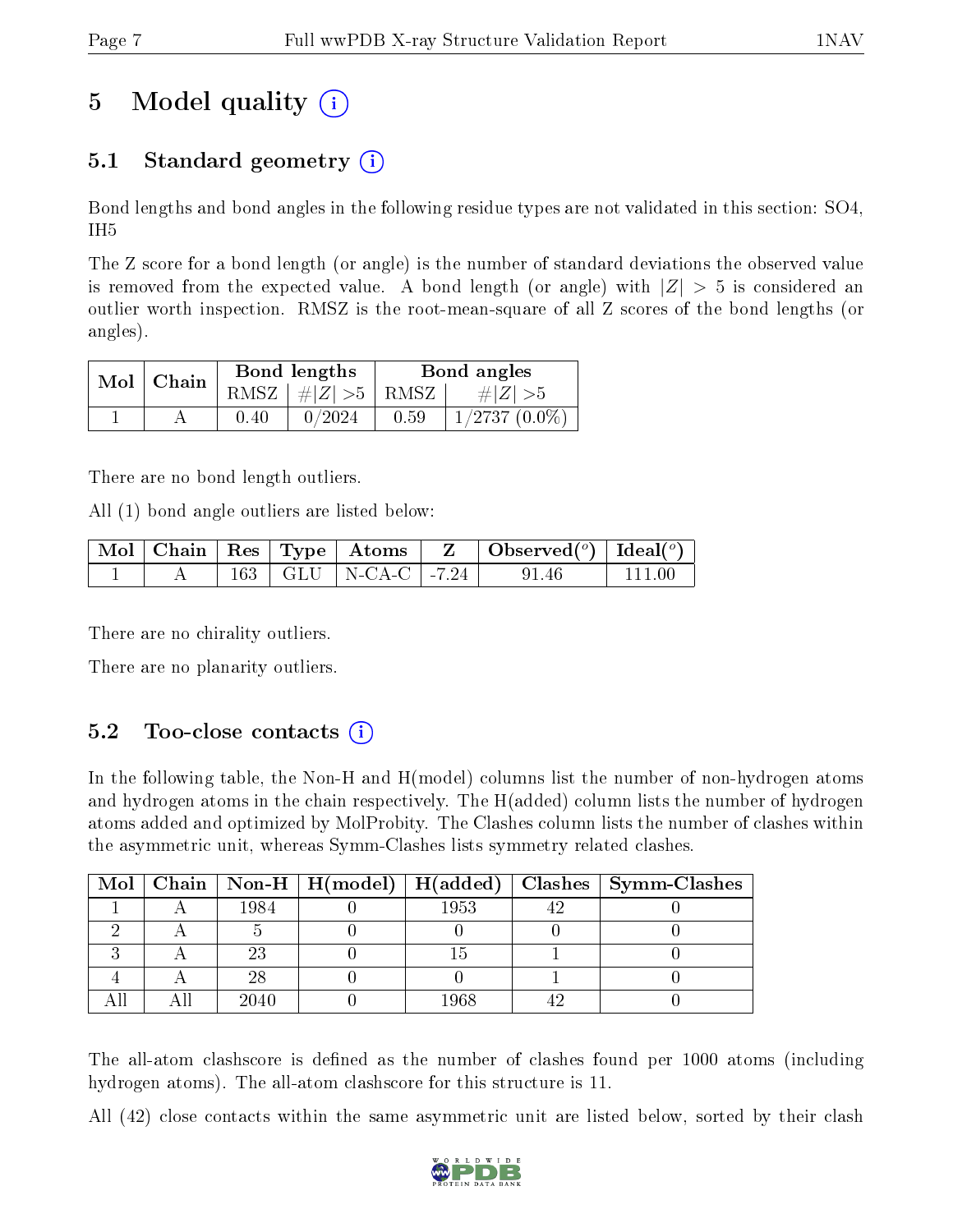# 5 Model quality (i)

## 5.1 Standard geometry (i)

Bond lengths and bond angles in the following residue types are not validated in this section: SO4, IH5

The Z score for a bond length (or angle) is the number of standard deviations the observed value is removed from the expected value. A bond length (or angle) with $|Z| > 5$ is considered an outlier worth inspection. RMSZ is the root-mean-square of all Z scores of the bond lengths (or angles).

| Mol | Chain | Bond lengths | | Bond angles | |
|---|---|---|---|---|---|
| | | RMSZ | $\#\|Z\| > 5$ | RMSZ | $\#\|Z\| > 5$ |
| 1 | A | 0.40 | 0/2024 | 0.59 | 1/2737 (0.0%) |

There are no bond length outliers.

All (1) bond angle outliers are listed below:

| Mol | Chain | Res | Type | Atoms | Z | Observed($^o$) | Ideal($^o$) |
|---|---|---|---|---|---|---|---|
| 1 | A | 163 | GLU | N-CA-C | -7.24 | 91.46 | 111.00 |

There are no chirality outliers.

There are no planarity outliers.

## 5.2 Too-close contacts (i)

In the following table, the Non-H and H(model) columns list the number of non-hydrogen atoms and hydrogen atoms in the chain respectively. The H(added) column lists the number of hydrogen atoms added and optimized by MolProbity. The Clashes column lists the number of clashes within the asymmetric unit, whereas Symm-Clashes lists symmetry related clashes.

| Mol | Chain | Non-H | H(model) | H(added) | Clashes | Symm-Clashes |
|---|---|---|---|---|---|---|
| 1 | A | 1984 | 0 | 1953 | 42 | 0 |
| 2 | A | 5 | 0 | 0 | 0 | 0 |
| 3 | A | 23 | 0 | 15 | 1 | 0 |
| 4 | A | 28 | 0 | 0 | 1 | 0 |
| All | All | 2040 | 0 | 1968 | 42 | 0 |

The all-atom clashscore is defined as the number of clashes found per 1000 atoms (including hydrogen atoms). The all-atom clashscore for this structure is 11.

All (42) close contacts within the same asymmetric unit are listed below, sorted by their clash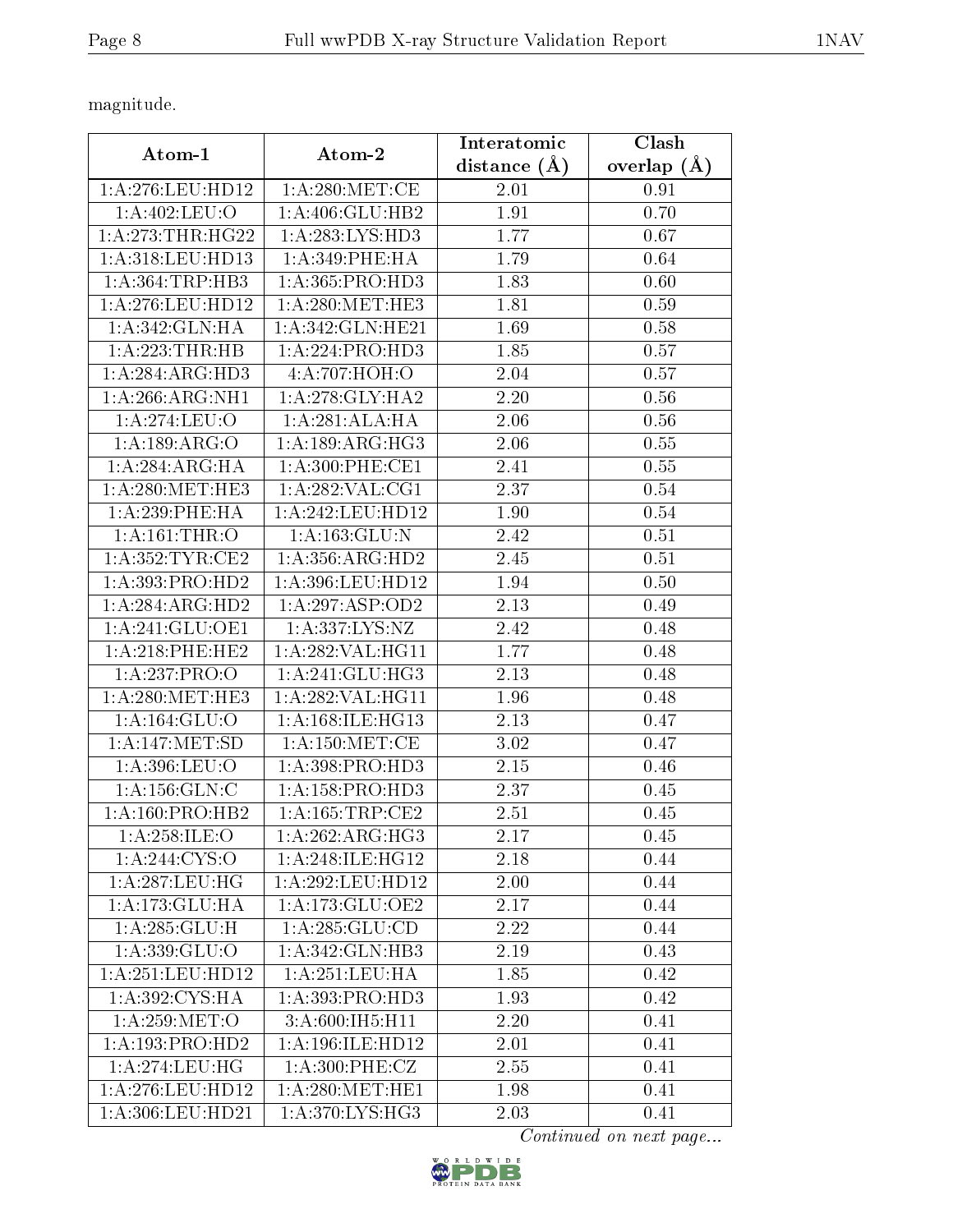magnitude.

| Atom-1 | Atom-2 | Interatomic distance (Å) | Clash overlap (Å) |
|---|---|---|---|
| 1:A:276:LEU:HD12 | 1:A:280:MET:CE | 2.01 | 0.91 |
| 1:A:402:LEU:O | 1:A:406:GLU:HB2 | 1.91 | 0.70 |
| 1:A:273:THR:HG22 | 1:A:283:LYS:HD3 | 1.77 | 0.67 |
| 1:A:318:LEU:HD13 | 1:A:349:PHE:HA | 1.79 | 0.64 |
| 1:A:364:TRP:HB3 | 1:A:365:PRO:HD3 | 1.83 | 0.60 |
| 1:A:276:LEU:HD12 | 1:A:280:MET:HE3 | 1.81 | 0.59 |
| 1:A:342:GLN:HA | 1:A:342:GLN:HE21 | 1.69 | 0.58 |
| 1:A:223:THR:HB | 1:A:224:PRO:HD3 | 1.85 | 0.57 |
| 1:A:284:ARG:HD3 | 4:A:707:HOH:O | 2.04 | 0.57 |
| 1:A:266:ARG:NH1 | 1:A:278:GLY:HA2 | 2.20 | 0.56 |
| 1:A:274:LEU:O | 1:A:281:ALA:HA | 2.06 | 0.56 |
| 1:A:189:ARG:O | 1:A:189:ARG:HG3 | 2.06 | 0.55 |
| 1:A:284:ARG:HA | 1:A:300:PHE:CE1 | 2.41 | 0.55 |
| 1:A:280:MET:HE3 | 1:A:282:VAL:CG1 | 2.37 | 0.54 |
| 1:A:239:PHE:HA | 1:A:242:LEU:HD12 | 1.90 | 0.54 |
| 1:A:161:THR:O | 1:A:163:GLU:N | 2.42 | 0.51 |
| 1:A:352:TYR:CE2 | 1:A:356:ARG:HD2 | 2.45 | 0.51 |
| 1:A:393:PRO:HD2 | 1:A:396:LEU:HD12 | 1.94 | 0.50 |
| 1:A:284:ARG:HD2 | 1:A:297:ASP:OD2 | 2.13 | 0.49 |
| 1:A:241:GLU:OE1 | 1:A:337:LYS:NZ | 2.42 | 0.48 |
| 1:A:218:PHE:HE2 | 1:A:282:VAL:HG11 | 1.77 | 0.48 |
| 1:A:237:PRO:O | 1:A:241:GLU:HG3 | 2.13 | 0.48 |
| 1:A:280:MET:HE3 | 1:A:282:VAL:HG11 | 1.96 | 0.48 |
| 1:A:164:GLU:O | 1:A:168:ILE:HG13 | 2.13 | 0.47 |
| 1:A:147:MET:SD | 1:A:150:MET:CE | 3.02 | 0.47 |
| 1:A:396:LEU:O | 1:A:398:PRO:HD3 | 2.15 | 0.46 |
| 1:A:156:GLN:C | 1:A:158:PRO:HD3 | 2.37 | 0.45 |
| 1:A:160:PRO:HB2 | 1:A:165:TRP:CE2 | 2.51 | 0.45 |
| 1:A:258:ILE:O | 1:A:262:ARG:HG3 | 2.17 | 0.45 |
| 1:A:244:CYS:O | 1:A:248:ILE:HG12 | 2.18 | 0.44 |
| 1:A:287:LEU:HG | 1:A:292:LEU:HD12 | 2.00 | 0.44 |
| 1:A:173:GLU:HA | 1:A:173:GLU:OE2 | 2.17 | 0.44 |
| 1:A:285:GLU:H | 1:A:285:GLU:CD | 2.22 | 0.44 |
| 1:A:339:GLU:O | 1:A:342:GLN:HB3 | 2.19 | 0.43 |
| 1:A:251:LEU:HD12 | 1:A:251:LEU:HA | 1.85 | 0.42 |
| 1:A:392:CYS:HA | 1:A:393:PRO:HD3 | 1.93 | 0.42 |
| 1:A:259:MET:O | 3:A:600:IH5:H11 | 2.20 | 0.41 |
| 1:A:193:PRO:HD2 | 1:A:196:ILE:HD12 | 2.01 | 0.41 |
| 1:A:274:LEU:HG | 1:A:300:PHE:CZ | 2.55 | 0.41 |
| 1:A:276:LEU:HD12 | 1:A:280:MET:HE1 | 1.98 | 0.41 |
| 1:A:306:LEU:HD21 | 1:A:370:LYS:HG3 | 2.03 | 0.41 |

*Continued on next page...*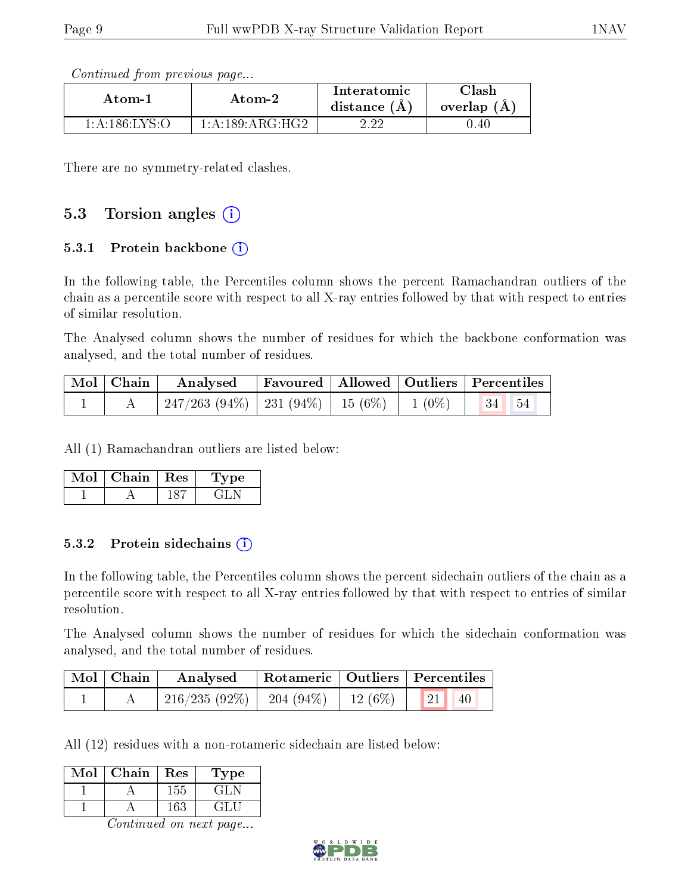*Continued from previous page...*

| Atom-1 | Atom-2 | Interatomic distance (Å) | Clash overlap (Å) |
|---|---|---|---|
| 1:A:186:LYS:O | 1:A:189:ARG:HG2 | 2.22 | 0.40 |

There are no symmetry-related clashes.

## 5.3 Torsion angles (i)

### 5.3.1 Protein backbone (i)

In the following table, the Percentiles column shows the percent Ramachandran outliers of the chain as a percentile score with respect to all X-ray entries followed by that with respect to entries of similar resolution.

The Analysed column shows the number of residues for which the backbone conformation was analysed, and the total number of residues.

| Mol | Chain | Analysed | Favoured | Allowed | Outliers | Percentiles | |
|---|---|---|---|---|---|---|---|
| 1 | A | 247/263 (94%) | 231 (94%) | 15 (6%) | 1 (0%) | 34 | 54 |

All (1) Ramachandran outliers are listed below:

| Mol | Chain | Res | Type |
|---|---|---|---|
| 1 | A | 187 | GLN |

### 5.3.2 Protein sidechains (i)

In the following table, the Percentiles column shows the percent sidechain outliers of the chain as a percentile score with respect to all X-ray entries followed by that with respect to entries of similar resolution.

The Analysed column shows the number of residues for which the sidechain conformation was analysed, and the total number of residues.

| Mol | Chain | Analysed | Rotameric | Outliers | Percentiles | |
|---|---|---|---|---|---|---|
| 1 | A | 216/235 (92%) | 204 (94%) | 12 (6%) | 21 | 40 |

All (12) residues with a non-rotameric sidechain are listed below:

| Mol | Chain | Res | Type |
|---|---|---|---|
| 1 | A | 155 | GLN |
| 1 | A | 163 | GLU |

*Continued on next page...*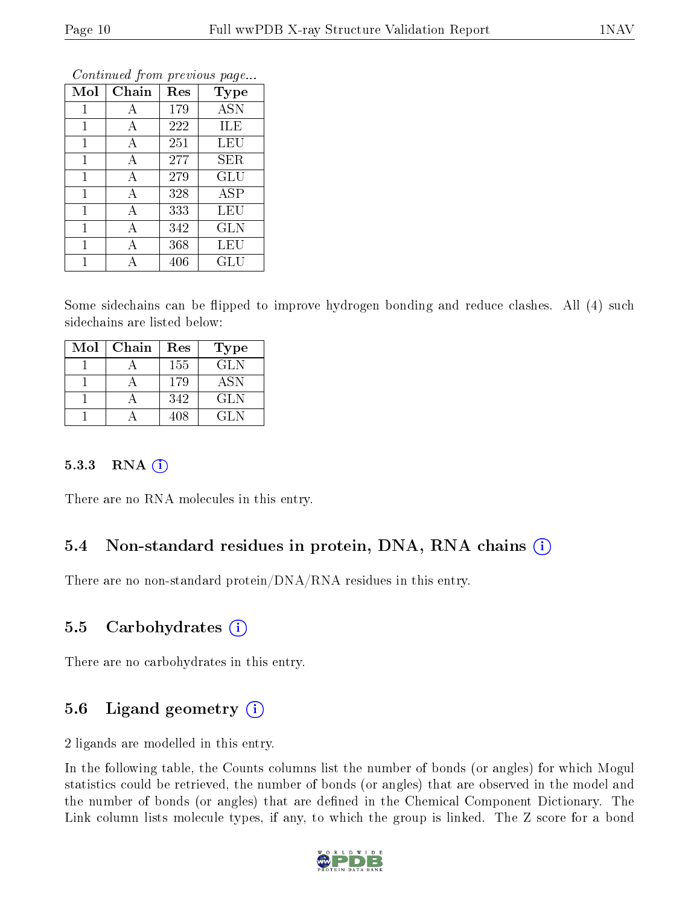*Continued from previous page...*

| Mol | Chain | Res | Type |
|---|---|---|---|
| 1 | A | 179 | ASN |
| 1 | A | 222 | ILE |
| 1 | A | 251 | LEU |
| 1 | A | 277 | SER |
| 1 | A | 279 | GLU |
| 1 | A | 328 | ASP |
| 1 | A | 333 | LEU |
| 1 | A | 342 | GLN |
| 1 | A | 368 | LEU |
| 1 | A | 406 | GLU |

Some sidechains can be flipped to improve hydrogen bonding and reduce clashes. All (4) such sidechains are listed below:

| Mol | Chain | Res | Type |
|---|---|---|---|
| 1 | A | 155 | GLN |
| 1 | A | 179 | ASN |
| 1 | A | 342 | GLN |
| 1 | A | 408 | GLN |

### 5.3.3 RNA

There are no RNA molecules in this entry.

## 5.4 Non-standard residues in protein, DNA, RNA chains

There are no non-standard protein/DNA/RNA residues in this entry.

## 5.5 Carbohydrates

There are no carbohydrates in this entry.

## 5.6 Ligand geometry

2 ligands are modelled in this entry.

In the following table, the Counts columns list the number of bonds (or angles) for which Mogul statistics could be retrieved, the number of bonds (or angles) that are observed in the model and the number of bonds (or angles) that are defined in the Chemical Component Dictionary. The Link column lists molecule types, if any, to which the group is linked. The Z score for a bond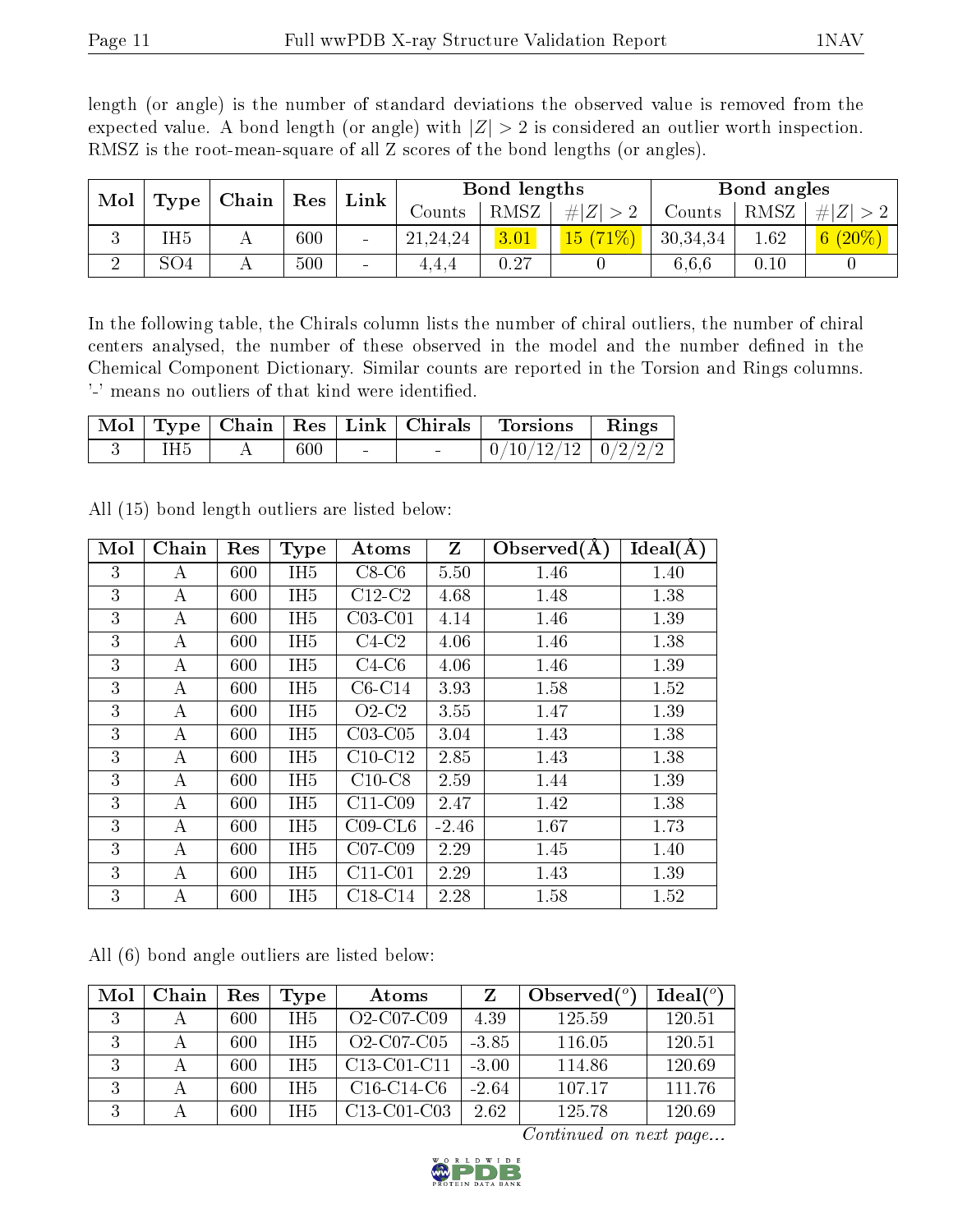length (or angle) is the number of standard deviations the observed value is removed from the expected value. A bond length (or angle) with $|Z| > 2$ is considered an outlier worth inspection. RMSZ is the root-mean-square of all Z scores of the bond lengths (or angles).

| Mol | Type | Chain | Res | Link | Bond lengths | | | Bond angles | | |
|---|---|---|---|---|---|---|---|---|---|---|
| | | | | | Counts | RMSZ | $\#\|Z\| > 2$ | Counts | RMSZ | $\#\|Z\| > 2$ |
| 3 | IH5 | A | 600 | - | 21,24,24 | 3.01 | 15 (71%) | 30,34,34 | 1.62 | 6 (20%) |
| 2 | SO4 | A | 500 | - | 4,4,4 | 0.27 | 0 | 6,6,6 | 0.10 | 0 |

In the following table, the Chirals column lists the number of chiral outliers, the number of chiral centers analysed, the number of these observed in the model and the number defined in the Chemical Component Dictionary. Similar counts are reported in the Torsion and Rings columns. '-' means no outliers of that kind were identified.

| Mol | Type | Chain | Res | Link | Chirals | Torsions | Rings |
|---|---|---|---|---|---|---|---|
| 3 | IH5 | A | 600 | - | - | 0/10/12/12 | 0/2/2/2 |

All (15) bond length outliers are listed below:

| Mol | Chain | Res | Type | Atoms | Z | Observed(Å) | Ideal(Å) |
|---|---|---|---|---|---|---|---|
| 3 | A | 600 | IH5 | C8-C6 | 5.50 | 1.46 | 1.40 |
| 3 | A | 600 | IH5 | C12-C2 | 4.68 | 1.48 | 1.38 |
| 3 | A | 600 | IH5 | C03-C01 | 4.14 | 1.46 | 1.39 |
| 3 | A | 600 | IH5 | C4-C2 | 4.06 | 1.46 | 1.38 |
| 3 | A | 600 | IH5 | C4-C6 | 4.06 | 1.46 | 1.39 |
| 3 | A | 600 | IH5 | C6-C14 | 3.93 | 1.58 | 1.52 |
| 3 | A | 600 | IH5 | O2-C2 | 3.55 | 1.47 | 1.39 |
| 3 | A | 600 | IH5 | C03-C05 | 3.04 | 1.43 | 1.38 |
| 3 | A | 600 | IH5 | C10-C12 | 2.85 | 1.43 | 1.38 |
| 3 | A | 600 | IH5 | C10-C8 | 2.59 | 1.44 | 1.39 |
| 3 | A | 600 | IH5 | C11-C09 | 2.47 | 1.42 | 1.38 |
| 3 | A | 600 | IH5 | C09-CL6 | -2.46 | 1.67 | 1.73 |
| 3 | A | 600 | IH5 | C07-C09 | 2.29 | 1.45 | 1.40 |
| 3 | A | 600 | IH5 | C11-C01 | 2.29 | 1.43 | 1.39 |
| 3 | A | 600 | IH5 | C18-C14 | 2.28 | 1.58 | 1.52 |

All (6) bond angle outliers are listed below:

| Mol | Chain | Res | Type | Atoms | Z | Observed($^o$) | Ideal($^o$) |
|---|---|---|---|---|---|---|---|
| 3 | A | 600 | IH5 | O2-C07-C09 | 4.39 | 125.59 | 120.51 |
| 3 | A | 600 | IH5 | O2-C07-C05 | -3.85 | 116.05 | 120.51 |
| 3 | A | 600 | IH5 | C13-C01-C11 | -3.00 | 114.86 | 120.69 |
| 3 | A | 600 | IH5 | C16-C14-C6 | -2.64 | 107.17 | 111.76 |
| 3 | A | 600 | IH5 | C13-C01-C03 | 2.62 | 125.78 | 120.69 |

*Continued on next page...*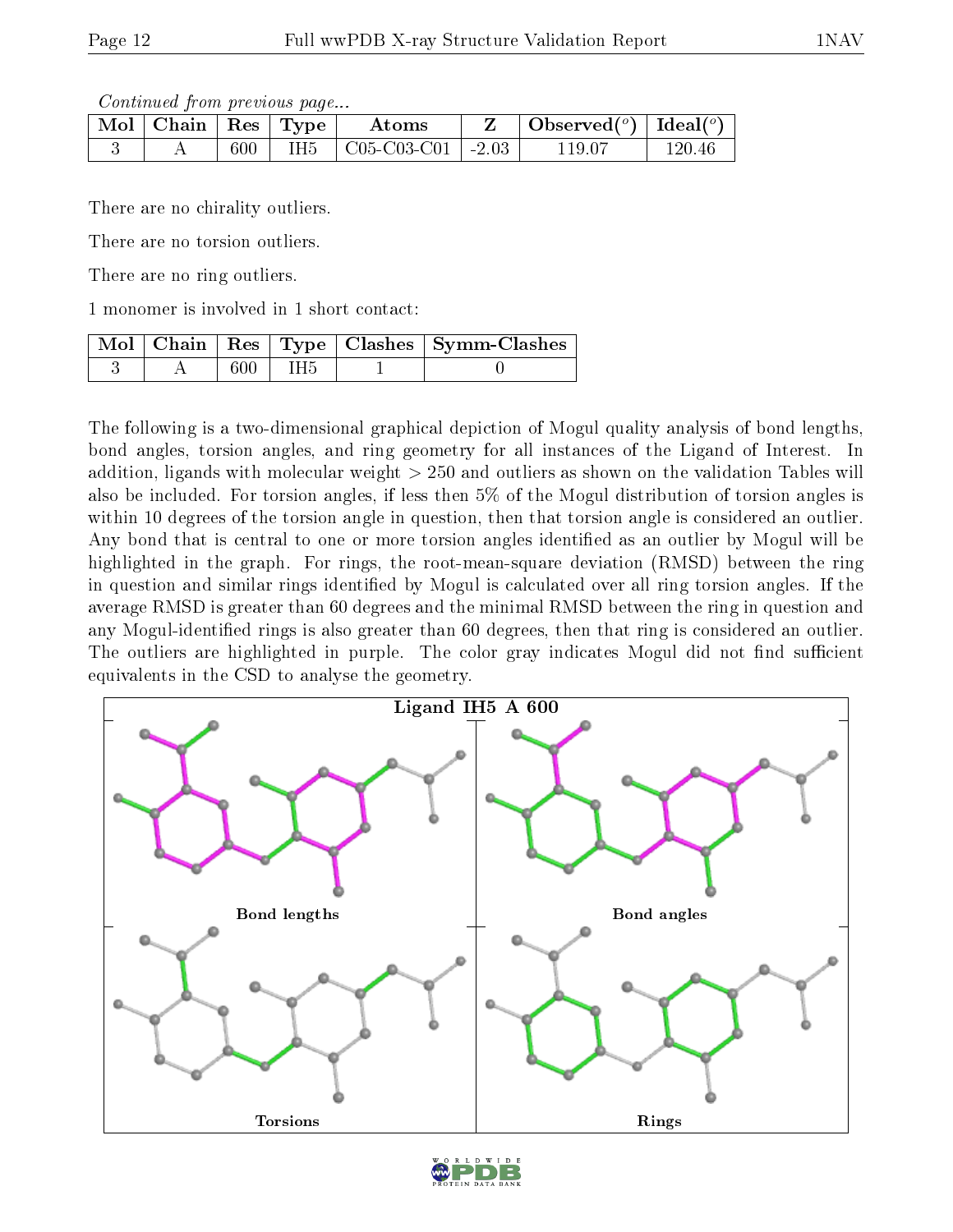*Continued from previous page...*

| Mol | Chain | Res | Type | Atoms | Z | Observed(°) | Ideal(°) |
|---|---|---|---|---|---|---|---|
| 3 | A | 600 | IH5 | C05-C03-C01 | -2.03 | 119.07 | 120.46 |

There are no chirality outliers.

There are no torsion outliers.

There are no ring outliers.

1 monomer is involved in 1 short contact:

| Mol | Chain | Res | Type | Clashes | Symm-Clashes |
|---|---|---|---|---|---|
| 3 | A | 600 | IH5 | 1 | 0 |

The following is a two-dimensional graphical depiction of Mogul quality analysis of bond lengths, bond angles, torsion angles, and ring geometry for all instances of the Ligand of Interest. In addition, ligands with molecular weight > 250 and outliers as shown on the validation Tables will also be included. For torsion angles, if less then 5% of the Mogul distribution of torsion angles is within 10 degrees of the torsion angle in question, then that torsion angle is considered an outlier. Any bond that is central to one or more torsion angles identified as an outlier by Mogul will be highlighted in the graph. For rings, the root-mean-square deviation (RMSD) between the ring in question and similar rings identified by Mogul is calculated over all ring torsion angles. If the average RMSD is greater than 60 degrees and the minimal RMSD between the ring in question and any Mogul-identified rings is also greater than 60 degrees, then that ring is considered an outlier. The outliers are highlighted in purple. The color gray indicates Mogul did not find sufficient equivalents in the CSD to analyse the geometry.

**Ligand IH5 A 600**

Bond lengths | Bond angles | Torsions | Rings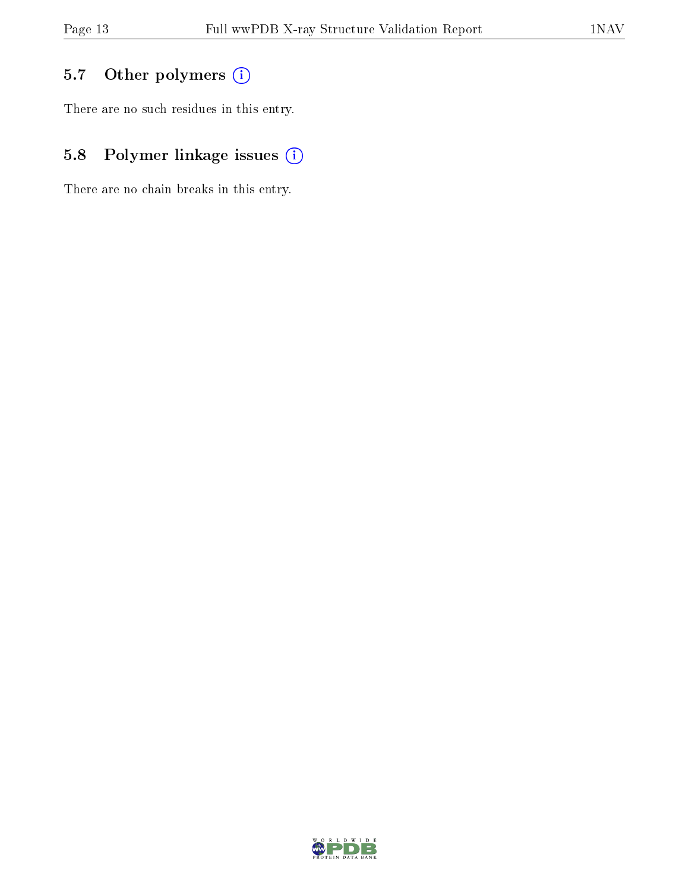## 5.7 Other polymers

There are no such residues in this entry.

## 5.8 Polymer linkage issues

There are no chain breaks in this entry.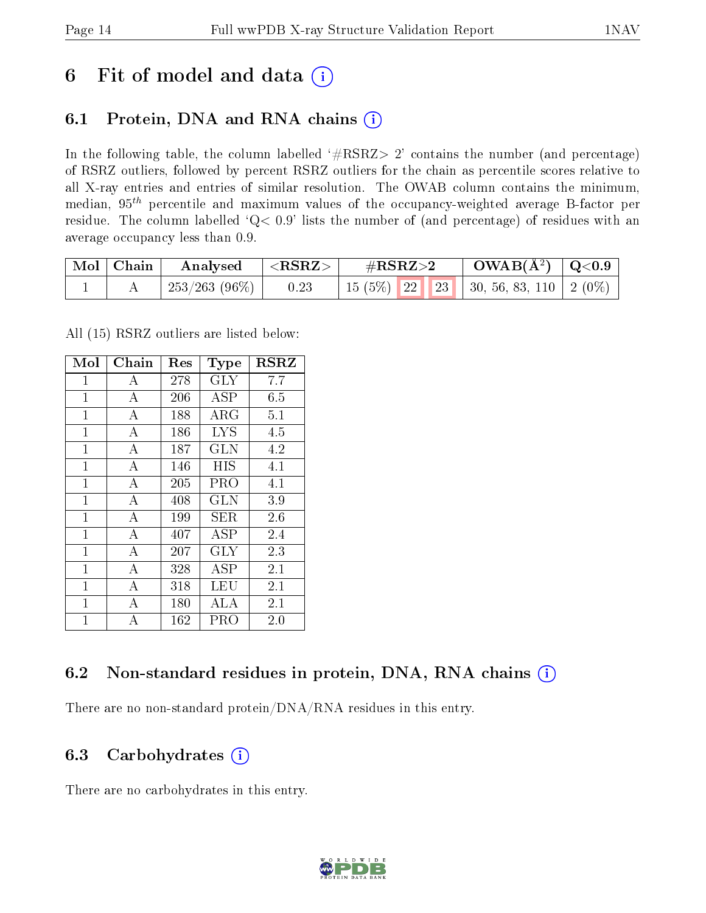# 6 Fit of model and data

## 6.1 Protein, DNA and RNA chains

In the following table, the column labelled '#RSRZ> 2' contains the number (and percentage) of RSRZ outliers, followed by percent RSRZ outliers for the chain as percentile scores relative to all X-ray entries and entries of similar resolution. The OWAB column contains the minimum, median, $95^{th}$ percentile and maximum values of the occupancy-weighted average B-factor per residue. The column labelled 'Q< 0.9' lists the number of (and percentage) of residues with an average occupancy less than 0.9.

| Mol | Chain | Analysed | <RSRZ> | #RSRZ>2 | | | OWAB(Å$^2$) | Q<0.9 |
|---|---|---|---|---|---|---|---|---|
| 1 | A | 253/263 (96%) | 0.23 | 15 (5%) | 22 | 23 | 30, 56, 83, 110 | 2 (0%) |

All (15) RSRZ outliers are listed below:

| Mol | Chain | Res | Type | RSRZ |
|---|---|---|---|---|
| 1 | A | 278 | GLY | 7.7 |
| 1 | A | 206 | ASP | 6.5 |
| 1 | A | 188 | ARG | 5.1 |
| 1 | A | 186 | LYS | 4.5 |
| 1 | A | 187 | GLN | 4.2 |
| 1 | A | 146 | HIS | 4.1 |
| 1 | A | 205 | PRO | 4.1 |
| 1 | A | 408 | GLN | 3.9 |
| 1 | A | 199 | SER | 2.6 |
| 1 | A | 407 | ASP | 2.4 |
| 1 | A | 207 | GLY | 2.3 |
| 1 | A | 328 | ASP | 2.1 |
| 1 | A | 318 | LEU | 2.1 |
| 1 | A | 180 | ALA | 2.1 |
| 1 | A | 162 | PRO | 2.0 |

## 6.2 Non-standard residues in protein, DNA, RNA chains

There are no non-standard protein/DNA/RNA residues in this entry.

## 6.3 Carbohydrates

There are no carbohydrates in this entry.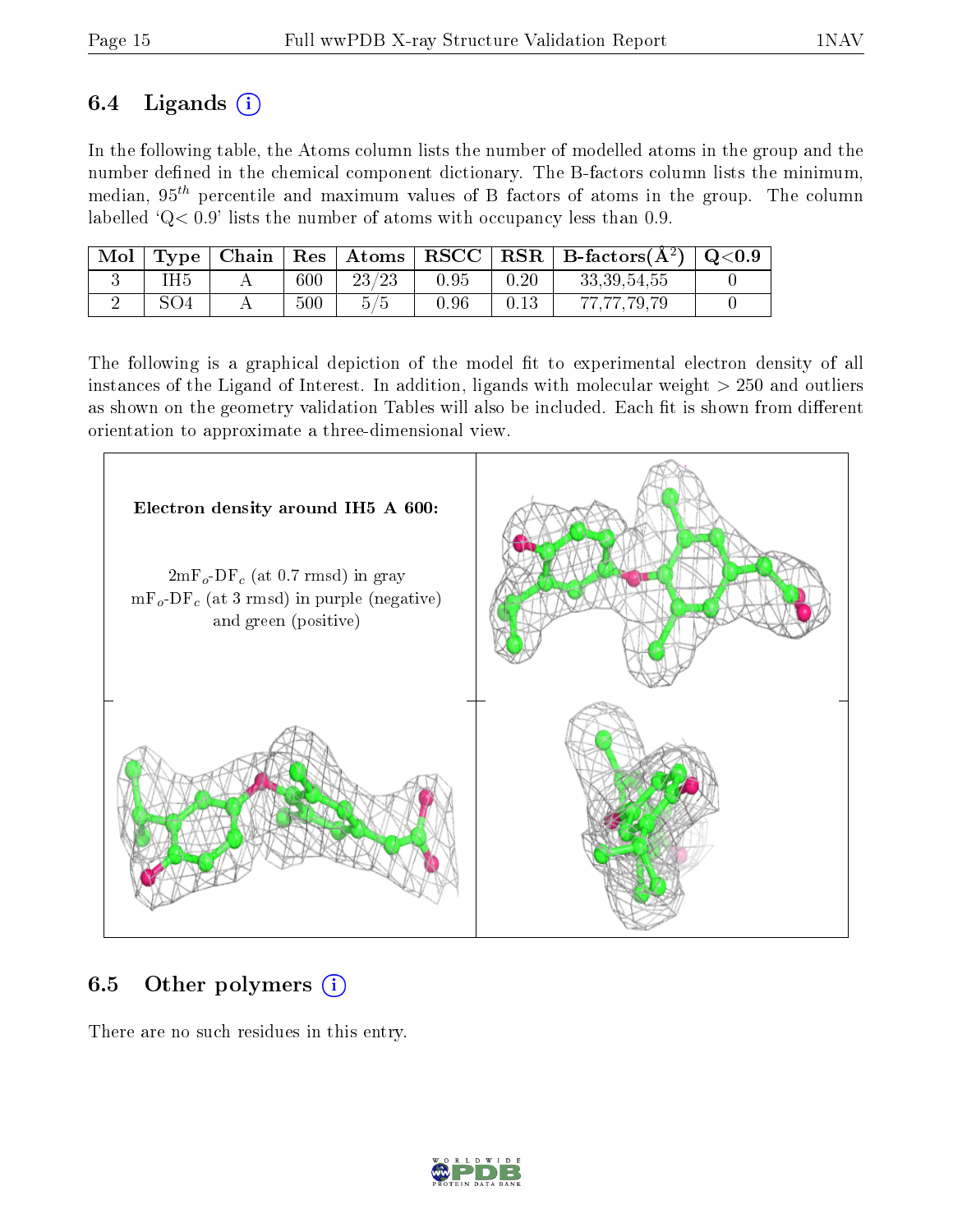### 6.4 Ligands

In the following table, the Atoms column lists the number of modelled atoms in the group and the number defined in the chemical component dictionary. The B-factors column lists the minimum, median, $95^{th}$ percentile and maximum values of B factors of atoms in the group. The column labelled 'Q< 0.9' lists the number of atoms with occupancy less than 0.9.

| Mol | Type | Chain | Res | Atoms | RSCC | RSR | B-factors($Å^2$) | Q<0.9 |
|---|---|---|---|---|---|---|---|---|
| 3 | IH5 | A | 600 | 23/23 | 0.95 | 0.20 | 33,39,54,55 | 0 |
| 2 | SO4 | A | 500 | 5/5 | 0.96 | 0.13 | 77,77,79,79 | 0 |

The following is a graphical depiction of the model fit to experimental electron density of all instances of the Ligand of Interest. In addition, ligands with molecular weight > 250 and outliers as shown on the geometry validation Tables will also be included. Each fit is shown from different orientation to approximate a three-dimensional view.

**Electron density around IH5 A 600:**

$2mF_o$-$DF_c$ (at 0.7 rmsd) in gray
$mF_o$-$DF_c$ (at 3 rmsd) in purple (negative) and green (positive)

### 6.5 Other polymers

There are no such residues in this entry.